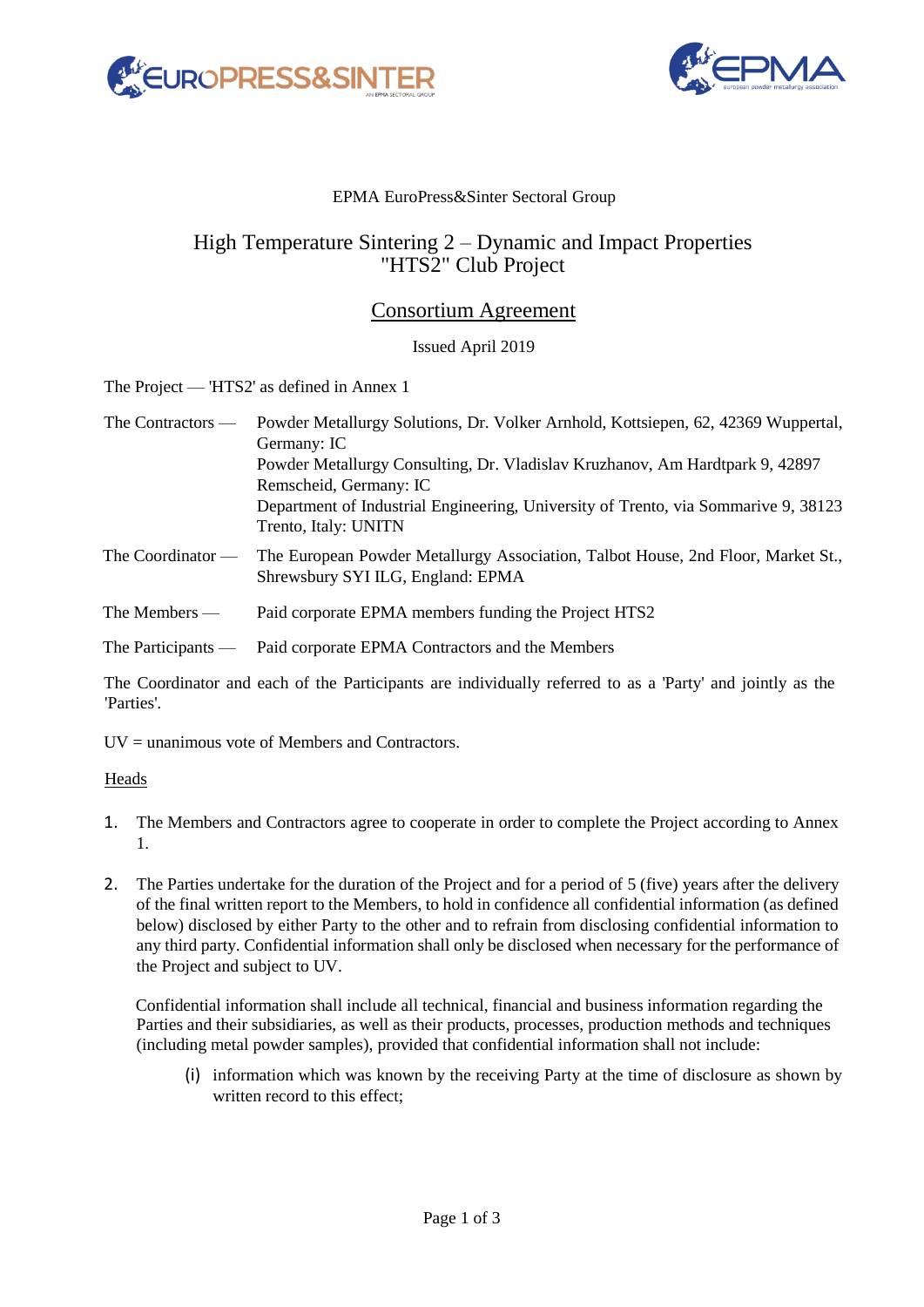EPMA EuroPress&Sinter Sectoral Group

# High Temperature Sintering 2 – Dynamic and Impact Properties "HTS2" Club Project

## Consortium Agreement

Issued April 2019

The Project — 'HTS2' as defined in Annex 1

The Contractors — Powder Metallurgy Solutions, Dr. Volker Arnhold, Kottsiepen, 62, 42369 Wuppertal, Germany: IC
Powder Metallurgy Consulting, Dr. Vladislav Kruzhanov, Am Hardtpark 9, 42897 Remscheid, Germany: IC
Department of Industrial Engineering, University of Trento, via Sommarive 9, 38123 Trento, Italy: UNITN

The Coordinator — The European Powder Metallurgy Association, Talbot House, 2nd Floor, Market St., Shrewsbury SYI ILG, England: EPMA

The Members — Paid corporate EPMA members funding the Project HTS2

The Participants — Paid corporate EPMA Contractors and the Members

The Coordinator and each of the Participants are individually referred to as a 'Party' and jointly as the 'Parties'.

UV = unanimous vote of Members and Contractors.

Heads

1. The Members and Contractors agree to cooperate in order to complete the Project according to Annex 1.

2. The Parties undertake for the duration of the Project and for a period of 5 (five) years after the delivery of the final written report to the Members, to hold in confidence all confidential information (as defined below) disclosed by either Party to the other and to refrain from disclosing confidential information to any third party. Confidential information shall only be disclosed when necessary for the performance of the Project and subject to UV.

   Confidential information shall include all technical, financial and business information regarding the Parties and their subsidiaries, as well as their products, processes, production methods and techniques (including metal powder samples), provided that confidential information shall not include:

   (i) information which was known by the receiving Party at the time of disclosure as shown by written record to this effect;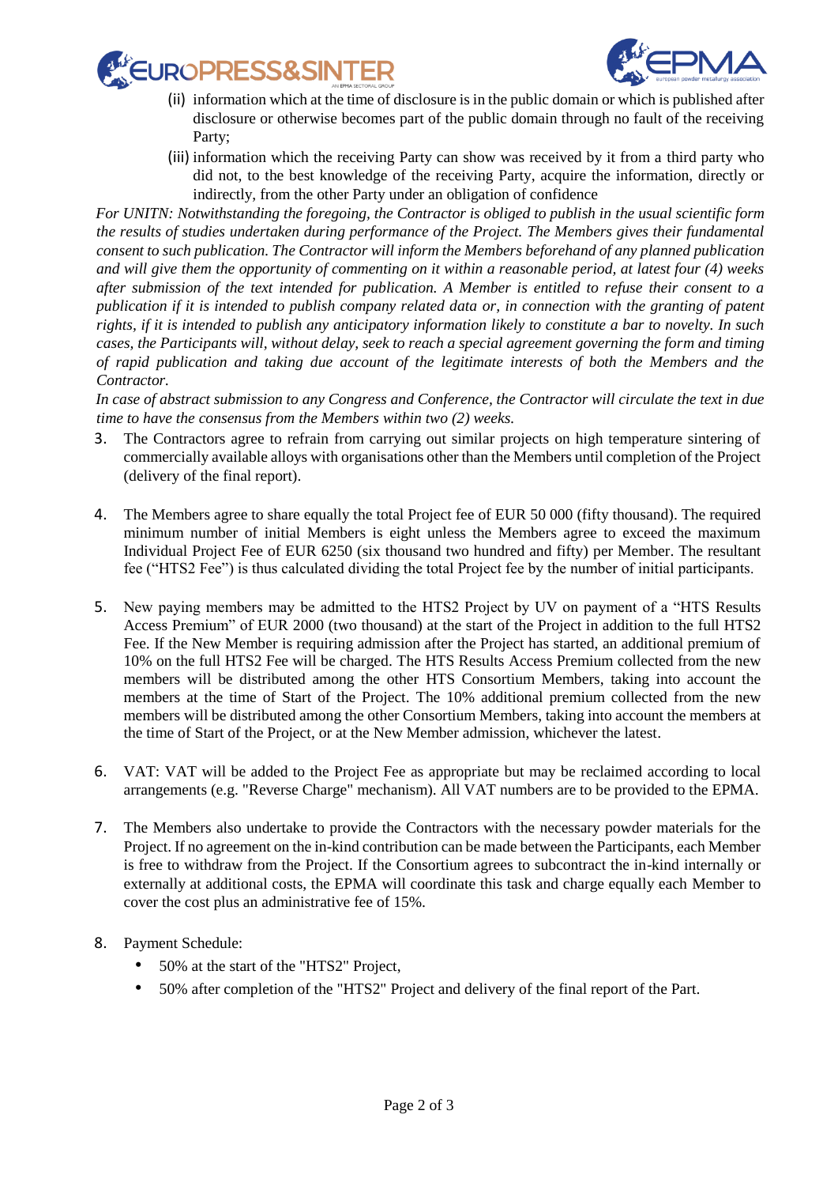(ii) information which at the time of disclosure is in the public domain or which is published after disclosure or otherwise becomes part of the public domain through no fault of the receiving Party;

(iii) information which the receiving Party can show was received by it from a third party who did not, to the best knowledge of the receiving Party, acquire the information, directly or indirectly, from the other Party under an obligation of confidence

*For UNITN: Notwithstanding the foregoing, the Contractor is obliged to publish in the usual scientific form the results of studies undertaken during performance of the Project. The Members gives their fundamental consent to such publication. The Contractor will inform the Members beforehand of any planned publication and will give them the opportunity of commenting on it within a reasonable period, at latest four (4) weeks after submission of the text intended for publication. A Member is entitled to refuse their consent to a publication if it is intended to publish company related data or, in connection with the granting of patent rights, if it is intended to publish any anticipatory information likely to constitute a bar to novelty. In such cases, the Participants will, without delay, seek to reach a special agreement governing the form and timing of rapid publication and taking due account of the legitimate interests of both the Members and the Contractor.*

*In case of abstract submission to any Congress and Conference, the Contractor will circulate the text in due time to have the consensus from the Members within two (2) weeks.*

3. The Contractors agree to refrain from carrying out similar projects on high temperature sintering of commercially available alloys with organisations other than the Members until completion of the Project (delivery of the final report).

4. The Members agree to share equally the total Project fee of EUR 50 000 (fifty thousand). The required minimum number of initial Members is eight unless the Members agree to exceed the maximum Individual Project Fee of EUR 6250 (six thousand two hundred and fifty) per Member. The resultant fee ("HTS2 Fee") is thus calculated dividing the total Project fee by the number of initial participants.

5. New paying members may be admitted to the HTS2 Project by UV on payment of a "HTS Results Access Premium" of EUR 2000 (two thousand) at the start of the Project in addition to the full HTS2 Fee. If the New Member is requiring admission after the Project has started, an additional premium of 10% on the full HTS2 Fee will be charged. The HTS Results Access Premium collected from the new members will be distributed among the other HTS Consortium Members, taking into account the members at the time of Start of the Project. The 10% additional premium collected from the new members will be distributed among the other Consortium Members, taking into account the members at the time of Start of the Project, or at the New Member admission, whichever the latest.

6. VAT: VAT will be added to the Project Fee as appropriate but may be reclaimed according to local arrangements (e.g. "Reverse Charge" mechanism). All VAT numbers are to be provided to the EPMA.

7. The Members also undertake to provide the Contractors with the necessary powder materials for the Project. If no agreement on the in-kind contribution can be made between the Participants, each Member is free to withdraw from the Project. If the Consortium agrees to subcontract the in-kind internally or externally at additional costs, the EPMA will coordinate this task and charge equally each Member to cover the cost plus an administrative fee of 15%.

8. Payment Schedule:
   - 50% at the start of the "HTS2" Project,
   - 50% after completion of the "HTS2" Project and delivery of the final report of the Part.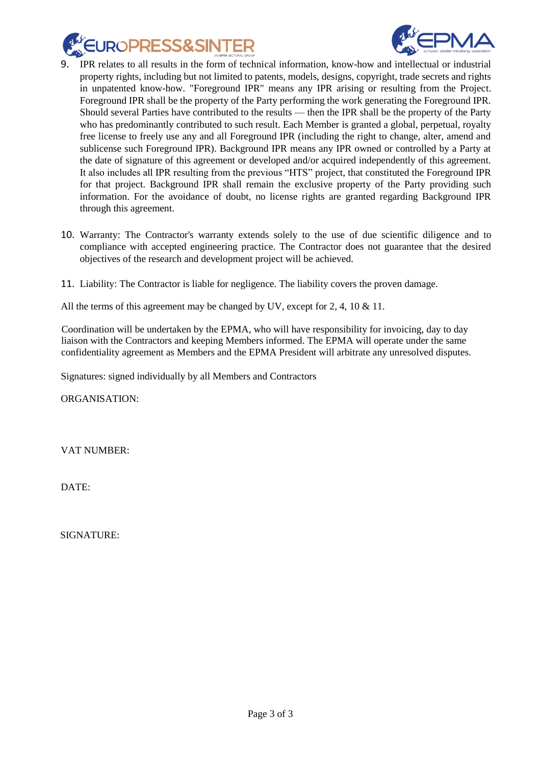9. IPR relates to all results in the form of technical information, know-how and intellectual or industrial property rights, including but not limited to patents, models, designs, copyright, trade secrets and rights in unpatented know-how. "Foreground IPR" means any IPR arising or resulting from the Project. Foreground IPR shall be the property of the Party performing the work generating the Foreground IPR. Should several Parties have contributed to the results — then the IPR shall be the property of the Party who has predominantly contributed to such result. Each Member is granted a global, perpetual, royalty free license to freely use any and all Foreground IPR (including the right to change, alter, amend and sublicense such Foreground IPR). Background IPR means any IPR owned or controlled by a Party at the date of signature of this agreement or developed and/or acquired independently of this agreement. It also includes all IPR resulting from the previous "HTS" project, that constituted the Foreground IPR for that project. Background IPR shall remain the exclusive property of the Party providing such information. For the avoidance of doubt, no license rights are granted regarding Background IPR through this agreement.

10. Warranty: The Contractor's warranty extends solely to the use of due scientific diligence and to compliance with accepted engineering practice. The Contractor does not guarantee that the desired objectives of the research and development project will be achieved.

11. Liability: The Contractor is liable for negligence. The liability covers the proven damage.

All the terms of this agreement may be changed by UV, except for 2, 4, 10 & 11.

Coordination will be undertaken by the EPMA, who will have responsibility for invoicing, day to day liaison with the Contractors and keeping Members informed. The EPMA will operate under the same confidentiality agreement as Members and the EPMA President will arbitrate any unresolved disputes.

Signatures: signed individually by all Members and Contractors

ORGANISATION:

VAT NUMBER:

DATE:

SIGNATURE: